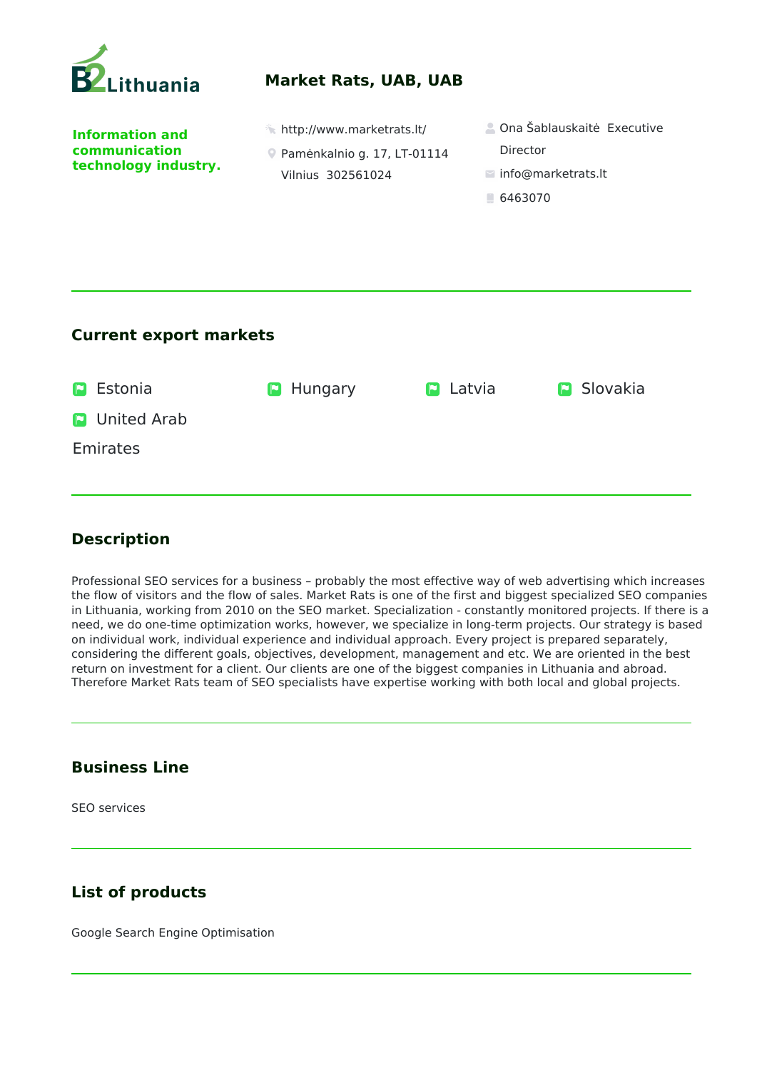# Market Rats, UAB, UAB

**Information and communication technology industry.**

http://www.marketrats.lt/

Paménkalnio g. 17, LT-01114 Vilnius 302561024

Ona Šablauskaitė Executive Director

info@marketrats.lt

6463070

## Current export markets

- Estonia
- Hungary
- Latvia
- Slovakia
- United Arab Emirates

## Description

Professional SEO services for a business – probably the most effective way of web advertising which increases the flow of visitors and the flow of sales. Market Rats is one of the first and biggest specialized SEO companies in Lithuania, working from 2010 on the SEO market. Specialization - constantly monitored projects. If there is a need, we do one-time optimization works, however, we specialize in long-term projects. Our strategy is based on individual work, individual experience and individual approach. Every project is prepared separately, considering the different goals, objectives, development, management and etc. We are oriented in the best return on investment for a client. Our clients are one of the biggest companies in Lithuania and abroad. Therefore Market Rats team of SEO specialists have expertise working with both local and global projects.

## Business Line

SEO services

## List of products

Google Search Engine Optimisation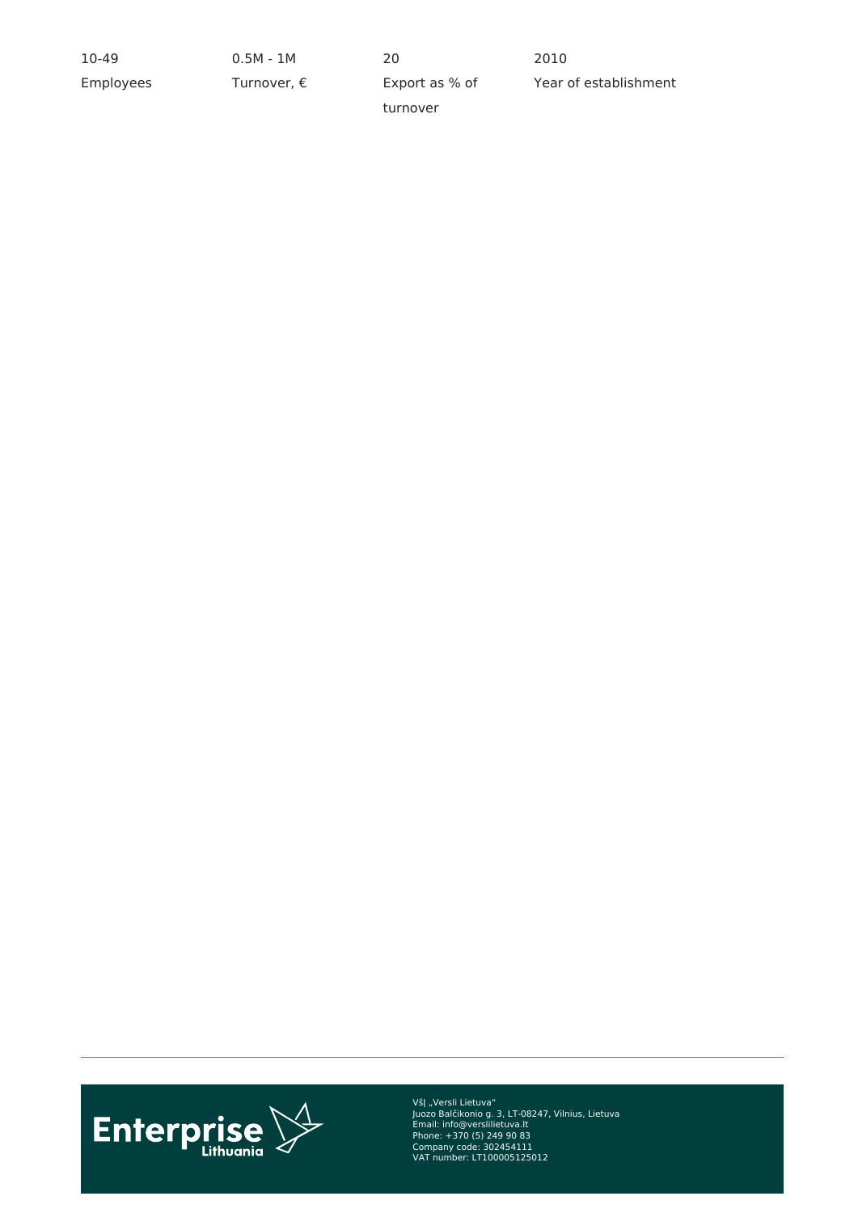| | | | |
|---|---|---|---|
| 10-49 | 0.5M - 1M | 20 | 2010 |
| Employees | Turnover, € | Export as % of turnover | Year of establishment |

Enterprise Lithuania

VšĮ „Versli Lietuva"
Juozo Balčikonio g. 3, LT-08247, Vilnius, Lietuva
Email: info@verslilietuva.lt
Phone: +370 (5) 249 90 83
Company code: 302454111
VAT number: LT100005125012